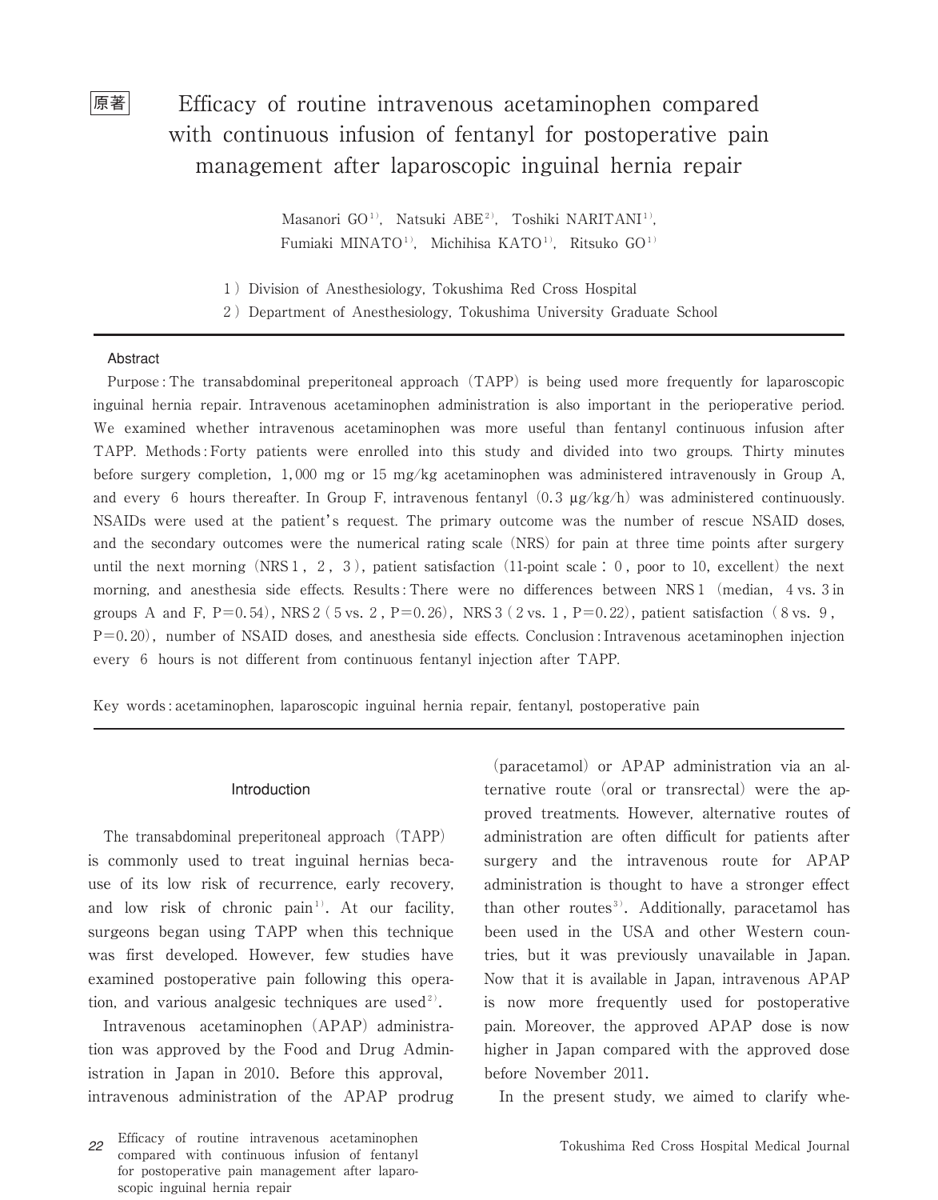原著

# Efficacy of routine intravenous acetaminophen compared with continuous infusion of fentanyl for postoperative pain management after laparoscopic inguinal hernia repair

Masanori GO[1], Natsuki ABE[2], Toshiki NARITANI[1], Fumiaki MINATO[1], Michihisa KATO[1], Ritsuko GO[1]

1) Division of Anesthesiology, Tokushima Red Cross Hospital
2) Department of Anesthesiology, Tokushima University Graduate School

## Abstract

Purpose : The transabdominal preperitoneal approach (TAPP) is being used more frequently for laparoscopic inguinal hernia repair. Intravenous acetaminophen administration is also important in the perioperative period. We examined whether intravenous acetaminophen was more useful than fentanyl continuous infusion after TAPP. Methods : Forty patients were enrolled into this study and divided into two groups. Thirty minutes before surgery completion, 1,000 mg or 15 mg/kg acetaminophen was administered intravenously in Group A, and every 6 hours thereafter. In Group F, intravenous fentanyl (0.3 μg/kg/h) was administered continuously. NSAIDs were used at the patient's request. The primary outcome was the number of rescue NSAID doses, and the secondary outcomes were the numerical rating scale (NRS) for pain at three time points after surgery until the next morning (NRS 1, 2, 3), patient satisfaction (11-point scale : 0, poor to 10, excellent) the next morning, and anesthesia side effects. Results : There were no differences between NRS 1 (median, 4 vs. 3 in groups A and F, $P=0.54$), NRS 2 (5 vs. 2, $P=0.26$), NRS 3 (2 vs. 1, $P=0.22$), patient satisfaction (8 vs. 9, $P=0.20$), number of NSAID doses, and anesthesia side effects. Conclusion : Intravenous acetaminophen injection every 6 hours is not different from continuous fentanyl injection after TAPP.

Key words : acetaminophen, laparoscopic inguinal hernia repair, fentanyl, postoperative pain

## Introduction

The transabdominal preperitoneal approach (TAPP) is commonly used to treat inguinal hernias because of its low risk of recurrence, early recovery, and low risk of chronic pain[1]. At our facility, surgeons began using TAPP when this technique was first developed. However, few studies have examined postoperative pain following this operation, and various analgesic techniques are used[2].

Intravenous acetaminophen (APAP) administration was approved by the Food and Drug Administration in Japan in 2010. Before this approval, intravenous administration of the APAP prodrug (paracetamol) or APAP administration via an alternative route (oral or transrectal) were the approved treatments. However, alternative routes of administration are often difficult for patients after surgery and the intravenous route for APAP administration is thought to have a stronger effect than other routes[3]. Additionally, paracetamol has been used in the USA and other Western countries, but it was previously unavailable in Japan. Now that it is available in Japan, intravenous APAP is now more frequently used for postoperative pain. Moreover, the approved APAP dose is now higher in Japan compared with the approved dose before November 2011.

In the present study, we aimed to clarify whe-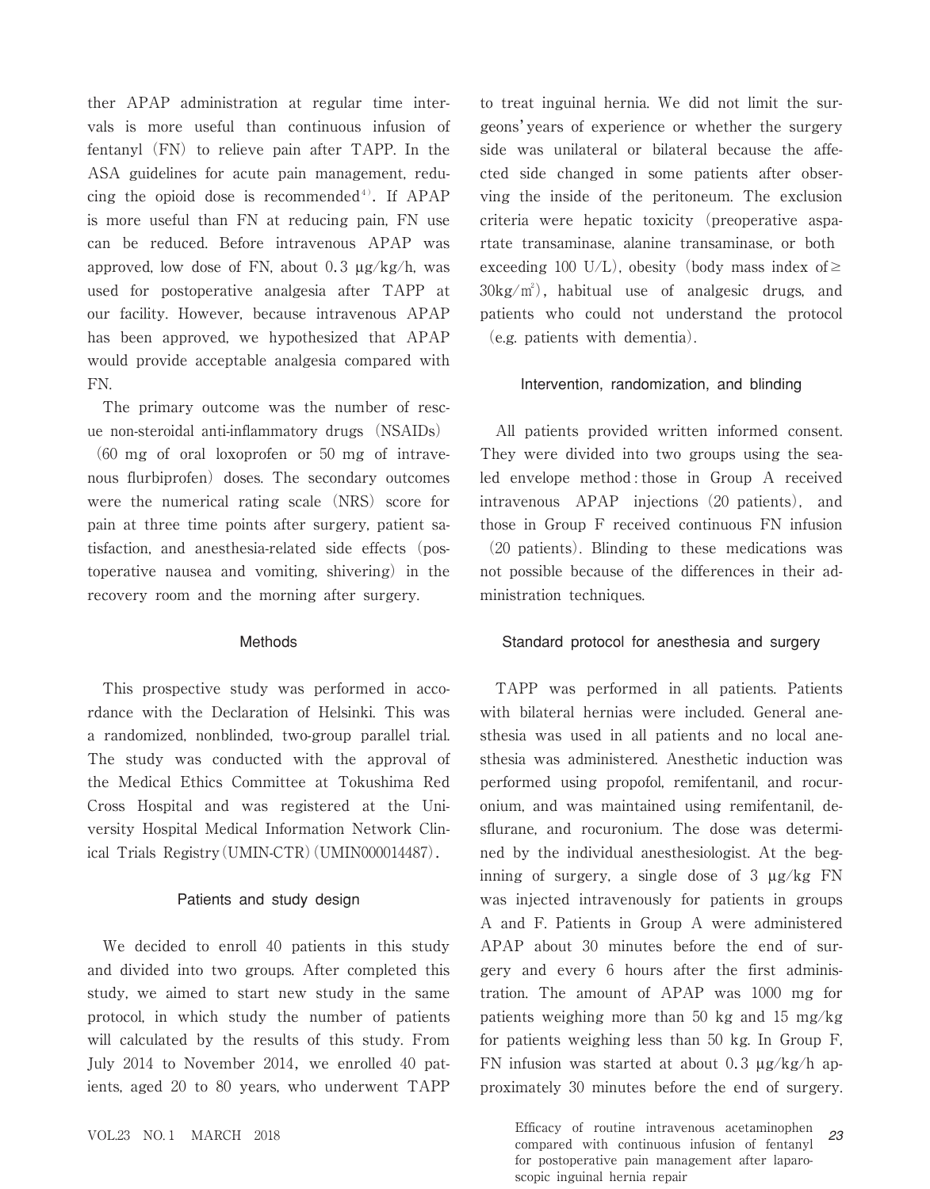ther APAP administration at regular time intervals is more useful than continuous infusion of fentanyl (FN) to relieve pain after TAPP. In the ASA guidelines for acute pain management, reducing the opioid dose is recommended[4]. If APAP is more useful than FN at reducing pain, FN use can be reduced. Before intravenous APAP was approved, low dose of FN, about 0.3 μg/kg/h, was used for postoperative analgesia after TAPP at our facility. However, because intravenous APAP has been approved, we hypothesized that APAP would provide acceptable analgesia compared with FN.

The primary outcome was the number of rescue non-steroidal anti-inflammatory drugs (NSAIDs) (60 mg of oral loxoprofen or 50 mg of intravenous flurbiprofen) doses. The secondary outcomes were the numerical rating scale (NRS) score for pain at three time points after surgery, patient satisfaction, and anesthesia-related side effects (postoperative nausea and vomiting, shivering) in the recovery room and the morning after surgery.

## Methods

This prospective study was performed in accordance with the Declaration of Helsinki. This was a randomized, nonblinded, two-group parallel trial. The study was conducted with the approval of the Medical Ethics Committee at Tokushima Red Cross Hospital and was registered at the University Hospital Medical Information Network Clinical Trials Registry (UMIN-CTR) (UMIN000014487).

### Patients and study design

We decided to enroll 40 patients in this study and divided into two groups. After completed this study, we aimed to start new study in the same protocol, in which study the number of patients will calculated by the results of this study. From July 2014 to November 2014, we enrolled 40 patients, aged 20 to 80 years, who underwent TAPP to treat inguinal hernia. We did not limit the surgeons' years of experience or whether the surgery side was unilateral or bilateral because the affected side changed in some patients after observing the inside of the peritoneum. The exclusion criteria were hepatic toxicity (preoperative aspartate transaminase, alanine transaminase, or both exceeding 100 U/L), obesity (body mass index of ≥ $30 kg/m^2$), habitual use of analgesic drugs, and patients who could not understand the protocol (e.g. patients with dementia).

### Intervention, randomization, and blinding

All patients provided written informed consent. They were divided into two groups using the sealed envelope method: those in Group A received intravenous APAP injections (20 patients), and those in Group F received continuous FN infusion (20 patients). Blinding to these medications was not possible because of the differences in their administration techniques.

### Standard protocol for anesthesia and surgery

TAPP was performed in all patients. Patients with bilateral hernias were included. General anesthesia was used in all patients and no local anesthesia was administered. Anesthetic induction was performed using propofol, remifentanil, and rocuronium, and was maintained using remifentanil, desflurane, and rocuronium. The dose was determined by the individual anesthesiologist. At the beginning of surgery, a single dose of 3 μg/kg FN was injected intravenously for patients in groups A and F. Patients in Group A were administered APAP about 30 minutes before the end of surgery and every 6 hours after the first administration. The amount of APAP was 1000 mg for patients weighing more than 50 kg and 15 mg/kg for patients weighing less than 50 kg. In Group F, FN infusion was started at about 0.3 μg/kg/h approximately 30 minutes before the end of surgery.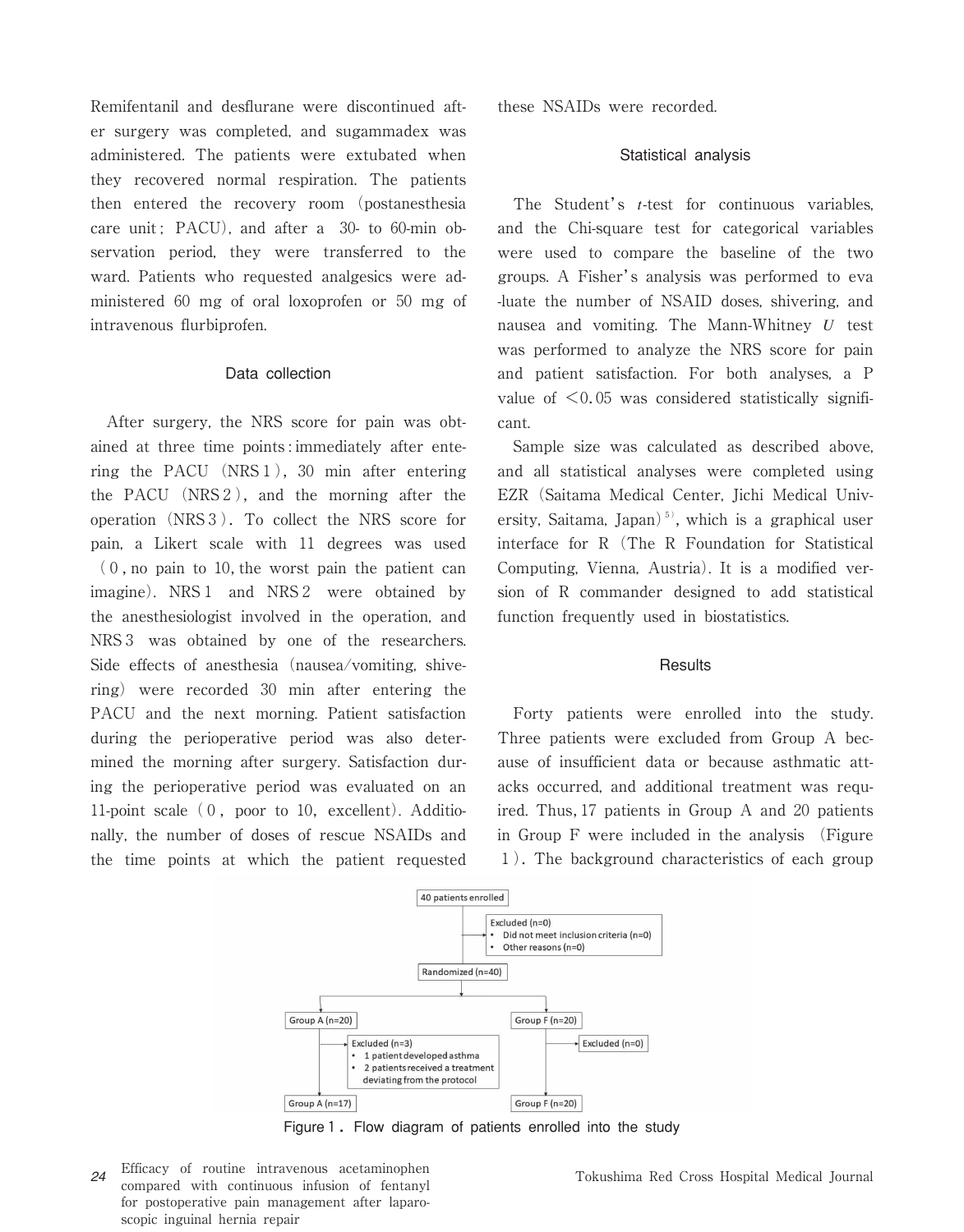Remifentanil and desflurane were discontinued after surgery was completed, and sugammadex was administered. The patients were extubated when they recovered normal respiration. The patients then entered the recovery room (postanesthesia care unit; PACU), and after a 30- to 60-min observation period, they were transferred to the ward. Patients who requested analgesics were administered 60 mg of oral loxoprofen or 50 mg of intravenous flurbiprofen.

### Data collection

After surgery, the NRS score for pain was obtained at three time points: immediately after entering the PACU (NRS 1), 30 min after entering the PACU (NRS 2), and the morning after the operation (NRS 3). To collect the NRS score for pain, a Likert scale with 11 degrees was used (0, no pain to 10, the worst pain the patient can imagine). NRS 1 and NRS 2 were obtained by the anesthesiologist involved in the operation, and NRS 3 was obtained by one of the researchers. Side effects of anesthesia (nausea/vomiting, shivering) were recorded 30 min after entering the PACU and the next morning. Patient satisfaction during the perioperative period was also determined the morning after surgery. Satisfaction during the perioperative period was evaluated on an 11-point scale (0, poor to 10, excellent). Additionally, the number of doses of rescue NSAIDs and the time points at which the patient requested these NSAIDs were recorded.

### Statistical analysis

The Student's *t*-test for continuous variables, and the Chi-square test for categorical variables were used to compare the baseline of the two groups. A Fisher's analysis was performed to evaluate the number of NSAID doses, shivering, and nausea and vomiting. The Mann-Whitney *U* test was performed to analyze the NRS score for pain and patient satisfaction. For both analyses, a P value of $<0.05$ was considered statistically significant.

Sample size was calculated as described above, and all statistical analyses were completed using EZR (Saitama Medical Center, Jichi Medical University, Saitama, Japan)[5], which is a graphical user interface for R (The R Foundation for Statistical Computing, Vienna, Austria). It is a modified version of R commander designed to add statistical function frequently used in biostatistics.

### Results

Forty patients were enrolled into the study. Three patients were excluded from Group A because of insufficient data or because asthmatic attacks occurred, and additional treatment was required. Thus, 17 patients in Group A and 20 patients in Group F were included in the analysis (Figure 1). The background characteristics of each group

40 patients enrolled

Excluded (n=0)
- Did not meet inclusion criteria (n=0)
- Other reasons (n=0)

Randomized (n=40)

Group A (n=20) | Group F (n=20)

Excluded (n=3)
- 1 patient developed asthma
- 2 patients received a treatment deviating from the protocol

Excluded (n=0)

Group A (n=17) | Group F (n=20)

Figure 1. Flow diagram of patients enrolled into the study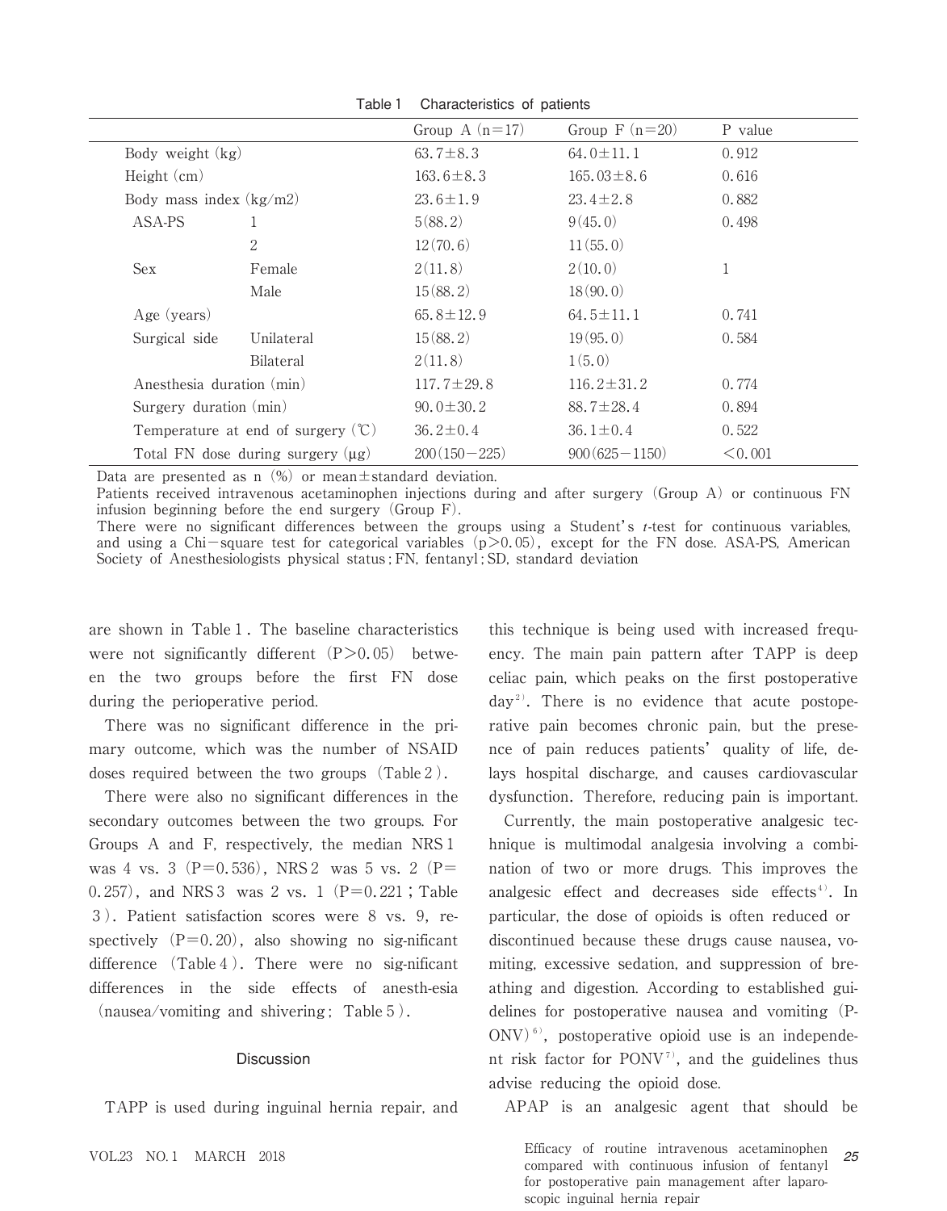Table 1　Characteristics of patients

| | | Group A (n=17) | Group F (n=20) | P value |
|---|---|---|---|---|
| Body weight (kg) | | 63.7±8.3 | 64.0±11.1 | 0.912 |
| Height (cm) | | 163.6±8.3 | 165.03±8.6 | 0.616 |
| Body mass index (kg/m2) | | 23.6±1.9 | 23.4±2.8 | 0.882 |
| ASA-PS | 1 | 5(88.2) | 9(45.0) | 0.498 |
| | 2 | 12(70.6) | 11(55.0) | |
| Sex | Female | 2(11.8) | 2(10.0) | 1 |
| | Male | 15(88.2) | 18(90.0) | |
| Age (years) | | 65.8±12.9 | 64.5±11.1 | 0.741 |
| Surgical side | Unilateral | 15(88.2) | 19(95.0) | 0.584 |
| | Bilateral | 2(11.8) | 1(5.0) | |
| Anesthesia duration (min) | | 117.7±29.8 | 116.2±31.2 | 0.774 |
| Surgery duration (min) | | 90.0±30.2 | 88.7±28.4 | 0.894 |
| Temperature at end of surgery (℃) | | 36.2±0.4 | 36.1±0.4 | 0.522 |
| Total FN dose during surgery (μg) | | 200(150−225) | 900(625−1150) | <0.001 |

Data are presented as n (%) or mean±standard deviation.
Patients received intravenous acetaminophen injections during and after surgery (Group A) or continuous FN infusion beginning before the end surgery (Group F).
There were no significant differences between the groups using a Student's *t*-test for continuous variables, and using a Chi−square test for categorical variables ($p>0.05$), except for the FN dose. ASA-PS, American Society of Anesthesiologists physical status; FN, fentanyl; SD, standard deviation

are shown in Table 1. The baseline characteristics were not significantly different ($P>0.05$) between the two groups before the first FN dose during the perioperative period.

There was no significant difference in the primary outcome, which was the number of NSAID doses required between the two groups (Table 2).

There were also no significant differences in the secondary outcomes between the two groups. For Groups A and F, respectively, the median NRS 1 was 4 vs. 3 ($P=0.536$), NRS 2 was 5 vs. 2 ($P=0.257$), and NRS 3 was 2 vs. 1 ($P=0.221$; Table 3). Patient satisfaction scores were 8 vs. 9, respectively ($P=0.20$), also showing no sig-nificant difference (Table 4). There were no sig-nificant differences in the side effects of anesth-esia (nausea/vomiting and shivering; Table 5).

## Discussion

TAPP is used during inguinal hernia repair, and this technique is being used with increased frequency. The main pain pattern after TAPP is deep celiac pain, which peaks on the first postoperative day[2]. There is no evidence that acute postoperative pain becomes chronic pain, but the presence of pain reduces patients' quality of life, delays hospital discharge, and causes cardiovascular dysfunction. Therefore, reducing pain is important.

Currently, the main postoperative analgesic technique is multimodal analgesia involving a combination of two or more drugs. This improves the analgesic effect and decreases side effects[4]. In particular, the dose of opioids is often reduced or discontinued because these drugs cause nausea, vomiting, excessive sedation, and suppression of breathing and digestion. According to established guidelines for postoperative nausea and vomiting (PONV)[6], postoperative opioid use is an independent risk factor for PONV[7], and the guidelines thus advise reducing the opioid dose.

APAP is an analgesic agent that should be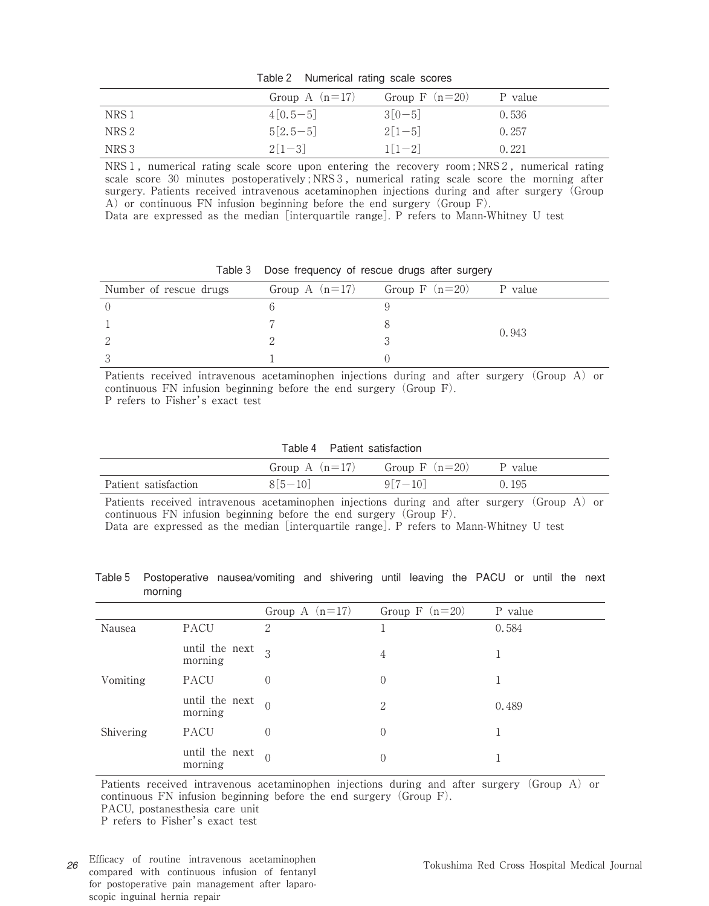Table 2　Numerical rating scale scores

| | Group A (n=17) | Group F (n=20) | P value |
|---|---|---|---|
| NRS 1 | 4[0.5−5] | 3[0−5] | 0.536 |
| NRS 2 | 5[2.5−5] | 2[1−5] | 0.257 |
| NRS 3 | 2[1−3] | 1[1−2] | 0.221 |

NRS 1, numerical rating scale score upon entering the recovery room; NRS 2, numerical rating scale score 30 minutes postoperatively; NRS 3, numerical rating scale score the morning after surgery. Patients received intravenous acetaminophen injections during and after surgery (Group A) or continuous FN infusion beginning before the end surgery (Group F).
Data are expressed as the median [interquartile range]. P refers to Mann-Whitney U test

Table 3　Dose frequency of rescue drugs after surgery

| Number of rescue drugs | Group A (n=17) | Group F (n=20) | P value |
|---|---|---|---|
| 0 | 6 | 9 | 0.943 |
| 1 | 7 | 8 | |
| 2 | 2 | 3 | |
| 3 | 1 | 0 | |

Patients received intravenous acetaminophen injections during and after surgery (Group A) or continuous FN infusion beginning before the end surgery (Group F).
P refers to Fisher's exact test

Table 4　Patient satisfaction

| | Group A (n=17) | Group F (n=20) | P value |
|---|---|---|---|
| Patient satisfaction | 8[5−10] | 9[7−10] | 0.195 |

Patients received intravenous acetaminophen injections during and after surgery (Group A) or continuous FN infusion beginning before the end surgery (Group F).
Data are expressed as the median [interquartile range]. P refers to Mann-Whitney U test

Table 5　Postoperative nausea/vomiting and shivering until leaving the PACU or until the next morning

| | | Group A (n=17) | Group F (n=20) | P value |
|---|---|---|---|---|
| Nausea | PACU | 2 | 1 | 0.584 |
| | until the next morning | 3 | 4 | 1 |
| Vomiting | PACU | 0 | 0 | 1 |
| | until the next morning | 0 | 2 | 0.489 |
| Shivering | PACU | 0 | 0 | 1 |
| | until the next morning | 0 | 0 | 1 |

Patients received intravenous acetaminophen injections during and after surgery (Group A) or continuous FN infusion beginning before the end surgery (Group F).
PACU, postanesthesia care unit
P refers to Fisher's exact test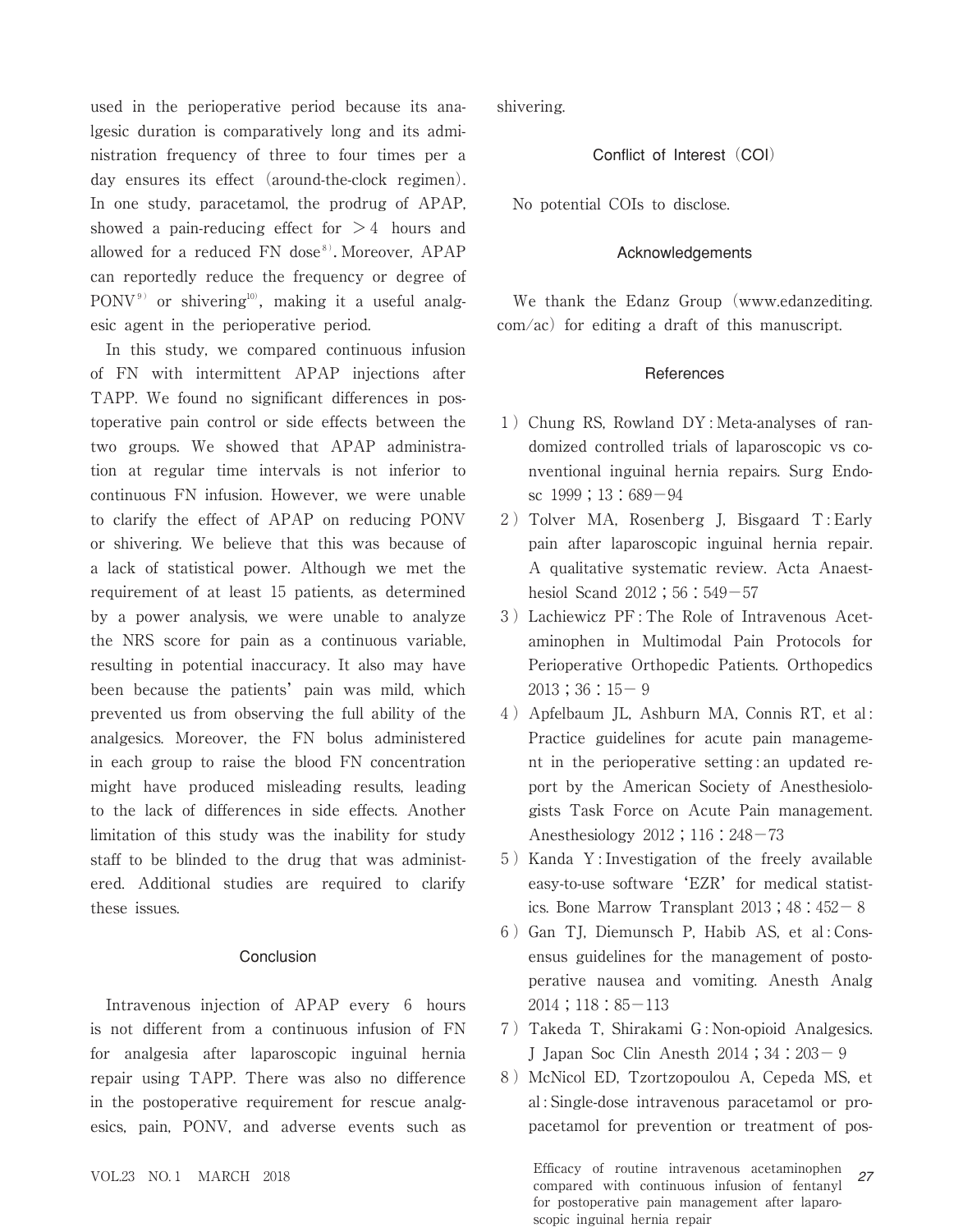used in the perioperative period because its analgesic duration is comparatively long and its administration frequency of three to four times per a day ensures its effect (around-the-clock regimen). In one study, paracetamol, the prodrug of APAP, showed a pain-reducing effect for $>4$ hours and allowed for a reduced FN dose[8]. Moreover, APAP can reportedly reduce the frequency or degree of PONV[9] or shivering[10], making it a useful analgesic agent in the perioperative period.

In this study, we compared continuous infusion of FN with intermittent APAP injections after TAPP. We found no significant differences in postoperative pain control or side effects between the two groups. We showed that APAP administration at regular time intervals is not inferior to continuous FN infusion. However, we were unable to clarify the effect of APAP on reducing PONV or shivering. We believe that this was because of a lack of statistical power. Although we met the requirement of at least 15 patients, as determined by a power analysis, we were unable to analyze the NRS score for pain as a continuous variable, resulting in potential inaccuracy. It also may have been because the patients' pain was mild, which prevented us from observing the full ability of the analgesics. Moreover, the FN bolus administered in each group to raise the blood FN concentration might have produced misleading results, leading to the lack of differences in side effects. Another limitation of this study was the inability for study staff to be blinded to the drug that was administered. Additional studies are required to clarify these issues.

## Conclusion

Intravenous injection of APAP every 6 hours is not different from a continuous infusion of FN for analgesia after laparoscopic inguinal hernia repair using TAPP. There was also no difference in the postoperative requirement for rescue analgesics, pain, PONV, and adverse events such as shivering.

## Conflict of Interest (COI)

No potential COIs to disclose.

## Acknowledgements

We thank the Edanz Group (www.edanzediting.com/ac) for editing a draft of this manuscript.

## References

1) Chung RS, Rowland DY: Meta-analyses of randomized controlled trials of laparoscopic vs conventional inguinal hernia repairs. Surg Endosc 1999; 13: 689−94
2) Tolver MA, Rosenberg J, Bisgaard T: Early pain after laparoscopic inguinal hernia repair. A qualitative systematic review. Acta Anaesthesiol Scand 2012; 56: 549−57
3) Lachiewicz PF: The Role of Intravenous Acetaminophen in Multimodal Pain Protocols for Perioperative Orthopedic Patients. Orthopedics 2013; 36: 15−9
4) Apfelbaum JL, Ashburn MA, Connis RT, et al: Practice guidelines for acute pain management in the perioperative setting: an updated report by the American Society of Anesthesiologists Task Force on Acute Pain management. Anesthesiology 2012; 116: 248−73
5) Kanda Y: Investigation of the freely available easy-to-use software 'EZR' for medical statistics. Bone Marrow Transplant 2013; 48: 452−8
6) Gan TJ, Diemunsch P, Habib AS, et al: Consensus guidelines for the management of postoperative nausea and vomiting. Anesth Analg 2014; 118: 85−113
7) Takeda T, Shirakami G: Non-opioid Analgesics. J Japan Soc Clin Anesth 2014; 34: 203−9
8) McNicol ED, Tzortzopoulou A, Cepeda MS, et al: Single-dose intravenous paracetamol or propacetamol for prevention or treatment of pos-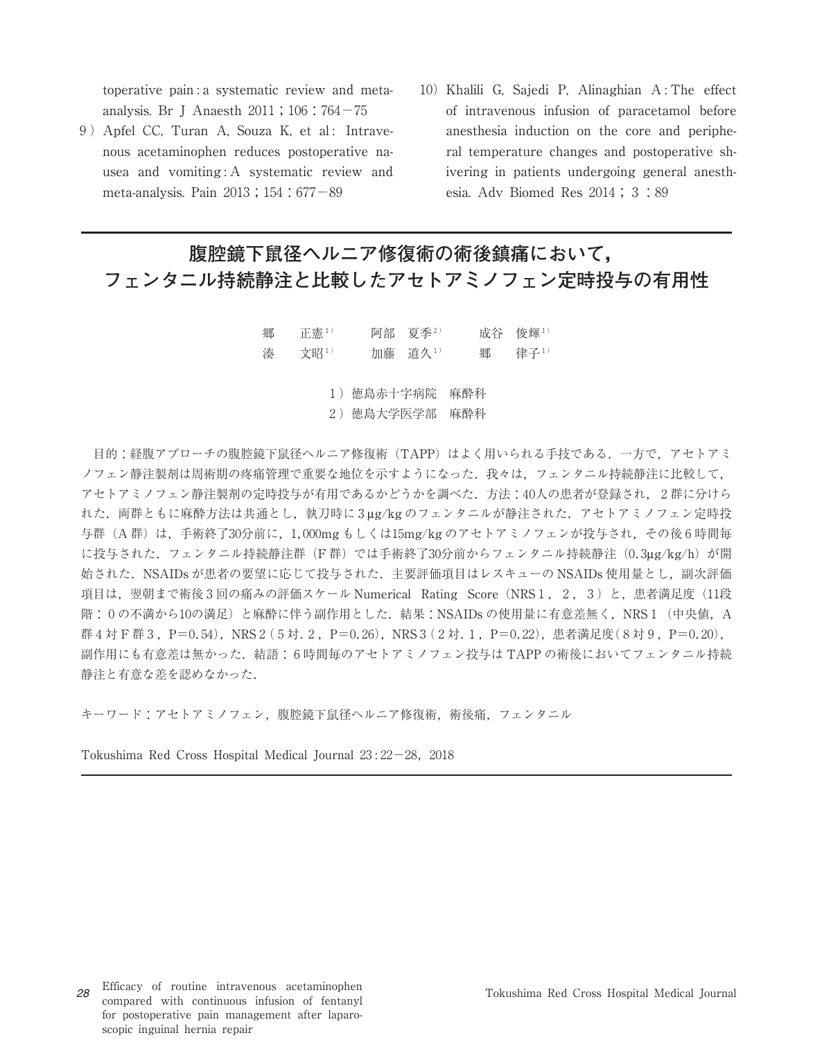toperative pain : a systematic review and meta-analysis. Br J Anaesth 2011 ; 106 : 764－75

9 ) Apfel CC, Turan A, Souza K, et al : Intravenous acetaminophen reduces postoperative nausea and vomiting : A systematic review and meta-analysis. Pain 2013 ; 154 : 677－89

10) Khalili G, Sajedi P, Alinaghian A : The effect of intravenous infusion of paracetamol before anesthesia induction on the core and peripheral temperature changes and postoperative shivering in patients undergoing general anesthesia. Adv Biomed Res 2014 ; 3 : 89

# 腹腔鏡下鼠径ヘルニア修復術の術後鎮痛において，フェンタニル持続静注と比較したアセトアミノフェン定時投与の有用性

郷　正憲[1)]　阿部　夏季[2)]　成谷　俊輝[1)]
湊　文昭[1)]　加藤　道久[1)]　郷　律子[1)]

1 ) 徳島赤十字病院　麻酔科
2 ) 徳島大学医学部　麻酔科

目的：経腹アプローチの腹腔鏡下鼠径ヘルニア修復術（TAPP）はよく用いられる手技である．一方で，アセトアミノフェン静注製剤は周術期の疼痛管理で重要な地位を示すようになった．我々は，フェンタニル持続静注に比較して，アセトアミノフェン静注製剤の定時投与が有用であるかどうかを調べた．方法：40人の患者が登録され，2 群に分けられた．両群ともに麻酔方法は共通とし，執刀時に 3 μg/kg のフェンタニルが静注された．アセトアミノフェン定時投与群（A 群）は，手術終了30分前に，1,000mg もしくは15mg/kg のアセトアミノフェンが投与され，その後 6 時間毎に投与された．フェンタニル持続静注群（F 群）では手術終了30分前からフェンタニル持続静注（0.3μg/kg/h）が開始された．NSAIDs が患者の要望に応じて投与された．主要評価項目はレスキューの NSAIDs 使用量とし，副次評価項目は，翌朝まで術後 3 回の痛みの評価スケール Numerical Rating Score（NRS 1 ，2 ，3 ）と，患者満足度（11段階：0 の不満から10の満足）と麻酔に伴う副作用とした．結果：NSAIDs の使用量に有意差無く，NRS 1 （中央値，A 群 4 対 F 群 3 ，P＝0.54），NRS 2（ 5 対．2 ，P＝0.26），NRS 3（ 2 対．1 ，P＝0.22），患者満足度（ 8 対 9 ，P＝0.20），副作用にも有意差は無かった．結語：6 時間毎のアセトアミノフェン投与は TAPP の術後においてフェンタニル持続静注と有意な差を認めなかった．

キーワード：アセトアミノフェン，腹腔鏡下鼠径ヘルニア修復術，術後痛，フェンタニル

Tokushima Red Cross Hospital Medical Journal 23 : 22－28, 2018

Efficacy of routine intravenous acetaminophen compared with continuous infusion of fentanyl for postoperative pain management after laparoscopic inguinal hernia repair